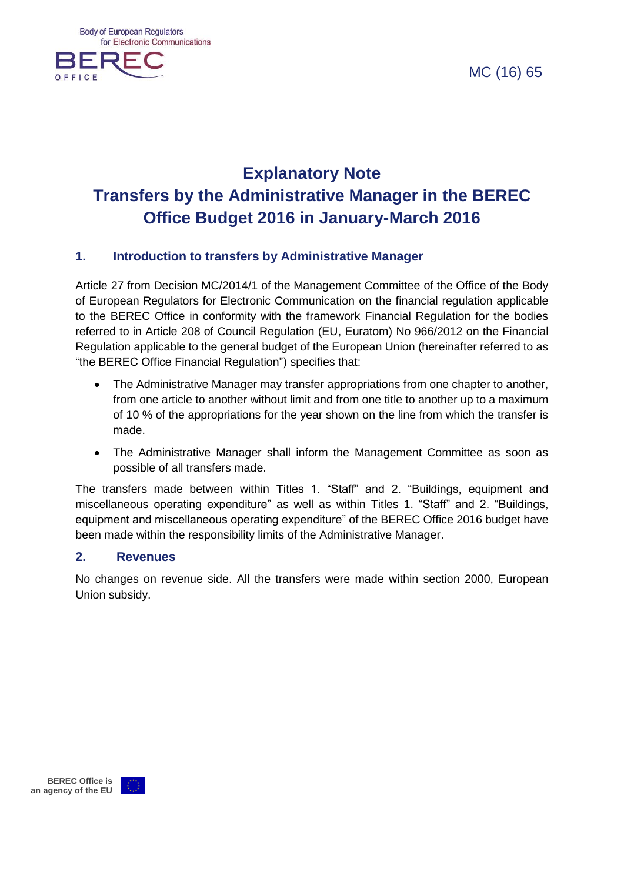MC (16) 65

# Explanatory Note
# Transfers by the Administrative Manager in the BEREC Office Budget 2016 in January-March 2016

## 1. Introduction to transfers by Administrative Manager

Article 27 from Decision MC/2014/1 of the Management Committee of the Office of the Body of European Regulators for Electronic Communication on the financial regulation applicable to the BEREC Office in conformity with the framework Financial Regulation for the bodies referred to in Article 208 of Council Regulation (EU, Euratom) No 966/2012 on the Financial Regulation applicable to the general budget of the European Union (hereinafter referred to as "the BEREC Office Financial Regulation") specifies that:

- The Administrative Manager may transfer appropriations from one chapter to another, from one article to another without limit and from one title to another up to a maximum of 10 % of the appropriations for the year shown on the line from which the transfer is made.
- The Administrative Manager shall inform the Management Committee as soon as possible of all transfers made.

The transfers made between within Titles 1. "Staff" and 2. "Buildings, equipment and miscellaneous operating expenditure" as well as within Titles 1. "Staff" and 2. "Buildings, equipment and miscellaneous operating expenditure" of the BEREC Office 2016 budget have been made within the responsibility limits of the Administrative Manager.

## 2. Revenues

No changes on revenue side. All the transfers were made within section 2000, European Union subsidy.

BEREC Office is an agency of the EU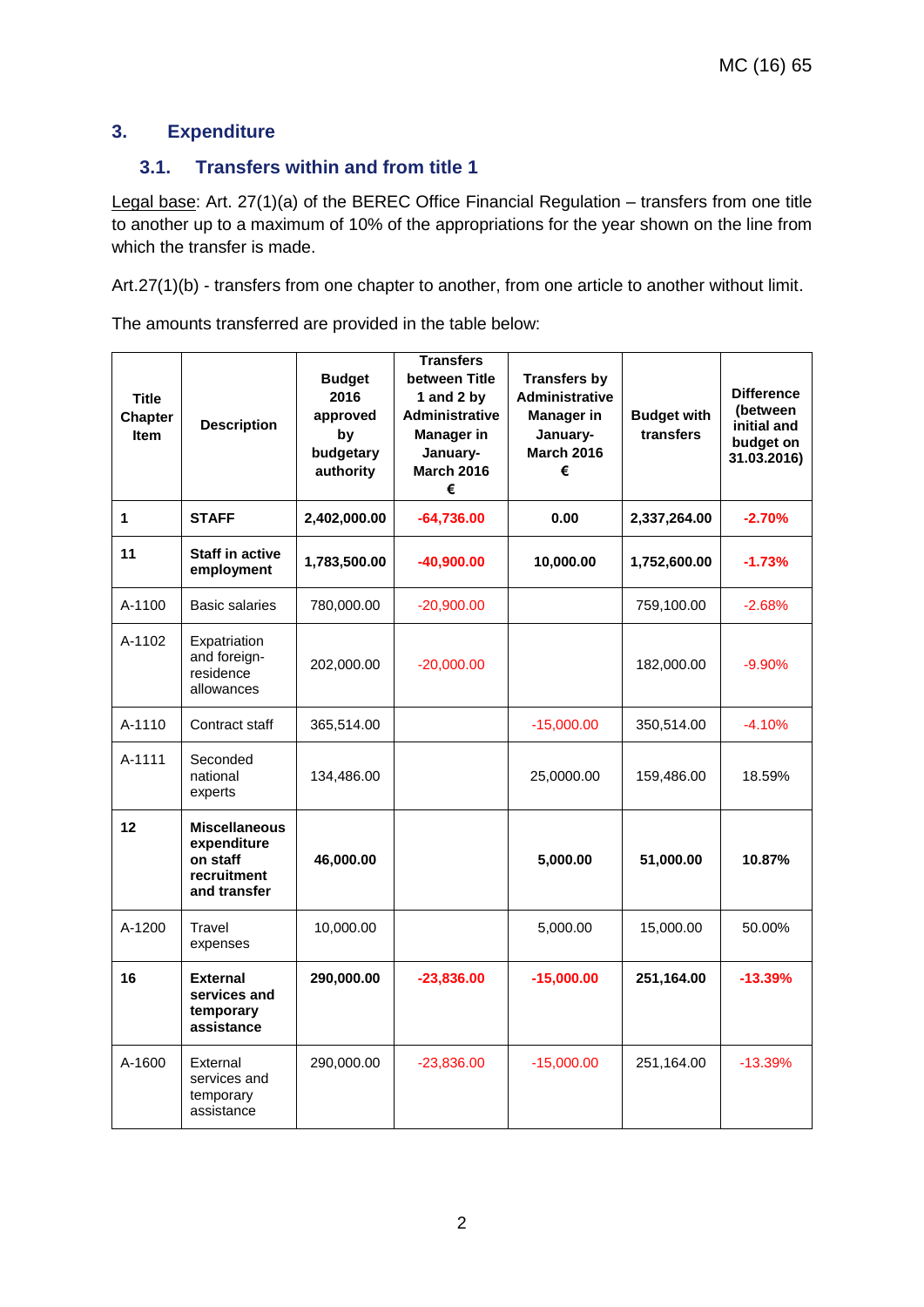## 3. Expenditure

### 3.1. Transfers within and from title 1

Legal base: Art. 27(1)(a) of the BEREC Office Financial Regulation – transfers from one title to another up to a maximum of 10% of the appropriations for the year shown on the line from which the transfer is made.

Art.27(1)(b) - transfers from one chapter to another, from one article to another without limit.

The amounts transferred are provided in the table below:

| Title Chapter Item | Description | Budget 2016 approved by budgetary authority | Transfers between Title 1 and 2 by Administrative Manager in January-March 2016 € | Transfers by Administrative Manager in January-March 2016 € | Budget with transfers | Difference (between initial and budget on 31.03.2016) |
|---|---|---|---|---|---|---|
| **1** | **STAFF** | **2,402,000.00** | **-64,736.00** | **0.00** | **2,337,264.00** | **-2.70%** |
| **11** | **Staff in active employment** | **1,783,500.00** | **-40,900.00** | **10,000.00** | **1,752,600.00** | **-1.73%** |
| A-1100 | Basic salaries | 780,000.00 | -20,900.00 | | 759,100.00 | -2.68% |
| A-1102 | Expatriation and foreign-residence allowances | 202,000.00 | -20,000.00 | | 182,000.00 | -9.90% |
| A-1110 | Contract staff | 365,514.00 | | -15,000.00 | 350,514.00 | -4.10% |
| A-1111 | Seconded national experts | 134,486.00 | | 25,0000.00 | 159,486.00 | 18.59% |
| **12** | **Miscellaneous expenditure on staff recruitment and transfer** | **46,000.00** | | **5,000.00** | **51,000.00** | **10.87%** |
| A-1200 | Travel expenses | 10,000.00 | | 5,000.00 | 15,000.00 | 50.00% |
| **16** | **External services and temporary assistance** | **290,000.00** | **-23,836.00** | **-15,000.00** | **251,164.00** | **-13.39%** |
| A-1600 | External services and temporary assistance | 290,000.00 | -23,836.00 | -15,000.00 | 251,164.00 | -13.39% |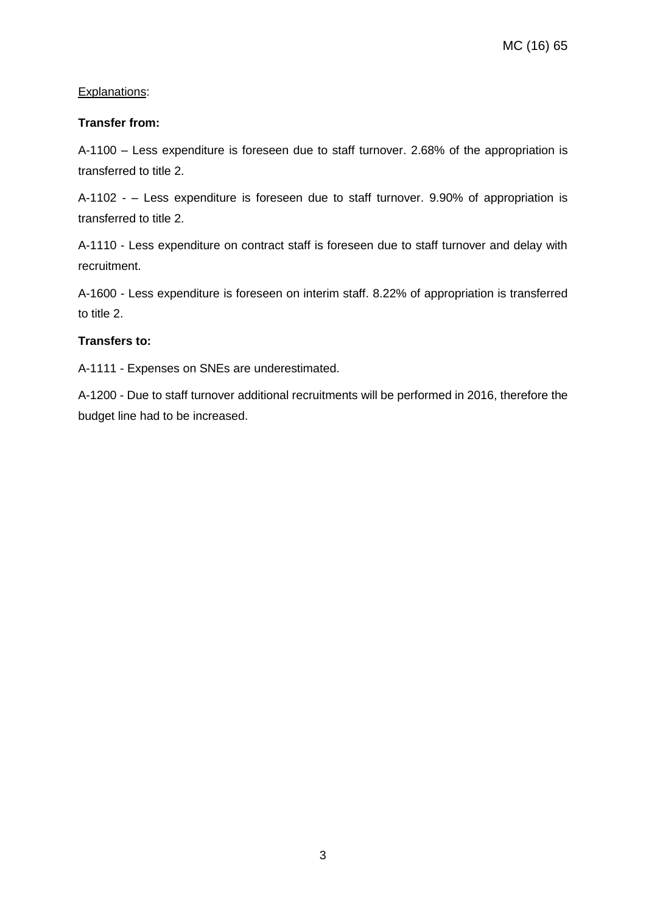Explanations:

**Transfer from:**

A-1100 – Less expenditure is foreseen due to staff turnover. 2.68% of the appropriation is transferred to title 2.

A-1102 - – Less expenditure is foreseen due to staff turnover. 9.90% of appropriation is transferred to title 2.

A-1110 - Less expenditure on contract staff is foreseen due to staff turnover and delay with recruitment.

A-1600 - Less expenditure is foreseen on interim staff. 8.22% of appropriation is transferred to title 2.

**Transfers to:**

A-1111 - Expenses on SNEs are underestimated.

A-1200 - Due to staff turnover additional recruitments will be performed in 2016, therefore the budget line had to be increased.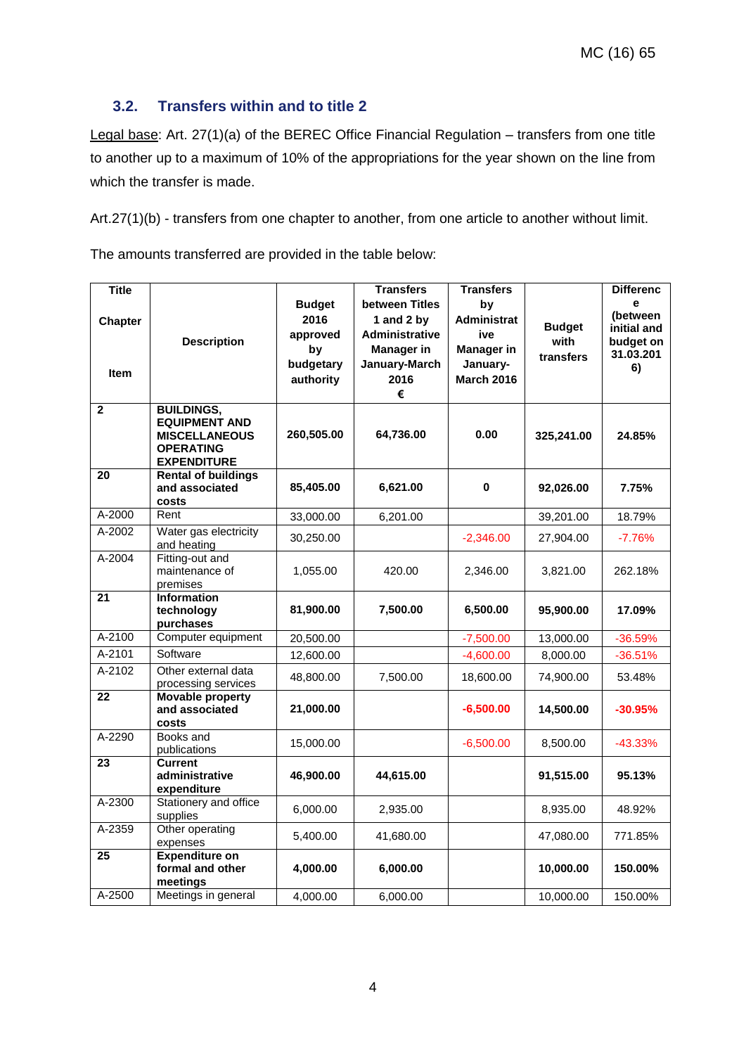### 3.2. Transfers within and to title 2

Legal base: Art. 27(1)(a) of the BEREC Office Financial Regulation – transfers from one title to another up to a maximum of 10% of the appropriations for the year shown on the line from which the transfer is made.

Art.27(1)(b) - transfers from one chapter to another, from one article to another without limit.

The amounts transferred are provided in the table below:

| Title<br>Chapter<br>Item | Description | Budget 2016 approved by budgetary authority | Transfers between Titles 1 and 2 by Administrative Manager in January-March 2016 € | Transfers by Administrative Manager in January-March 2016 | Budget with transfers | Difference (between initial and budget on 31.03.2016) |
|---|---|---|---|---|---|---|
| **2** | **BUILDINGS, EQUIPMENT AND MISCELLANEOUS OPERATING EXPENDITURE** | **260,505.00** | **64,736.00** | **0.00** | **325,241.00** | **24.85%** |
| **20** | **Rental of buildings and associated costs** | **85,405.00** | **6,621.00** | **0** | **92,026.00** | **7.75%** |
| A-2000 | Rent | 33,000.00 | 6,201.00 | | 39,201.00 | 18.79% |
| A-2002 | Water gas electricity and heating | 30,250.00 | | -2,346.00 | 27,904.00 | -7.76% |
| A-2004 | Fitting-out and maintenance of premises | 1,055.00 | 420.00 | 2,346.00 | 3,821.00 | 262.18% |
| **21** | **Information technology purchases** | **81,900.00** | **7,500.00** | **6,500.00** | **95,900.00** | **17.09%** |
| A-2100 | Computer equipment | 20,500.00 | | -7,500.00 | 13,000.00 | -36.59% |
| A-2101 | Software | 12,600.00 | | -4,600.00 | 8,000.00 | -36.51% |
| A-2102 | Other external data processing services | 48,800.00 | 7,500.00 | 18,600.00 | 74,900.00 | 53.48% |
| **22** | **Movable property and associated costs** | **21,000.00** | | **-6,500.00** | **14,500.00** | **-30.95%** |
| A-2290 | Books and publications | 15,000.00 | | -6,500.00 | 8,500.00 | -43.33% |
| **23** | **Current administrative expenditure** | **46,900.00** | **44,615.00** | | **91,515.00** | **95.13%** |
| A-2300 | Stationery and office supplies | 6,000.00 | 2,935.00 | | 8,935.00 | 48.92% |
| A-2359 | Other operating expenses | 5,400.00 | 41,680.00 | | 47,080.00 | 771.85% |
| **25** | **Expenditure on formal and other meetings** | **4,000.00** | **6,000.00** | | **10,000.00** | **150.00%** |
| A-2500 | Meetings in general | 4,000.00 | 6,000.00 | | 10,000.00 | 150.00% |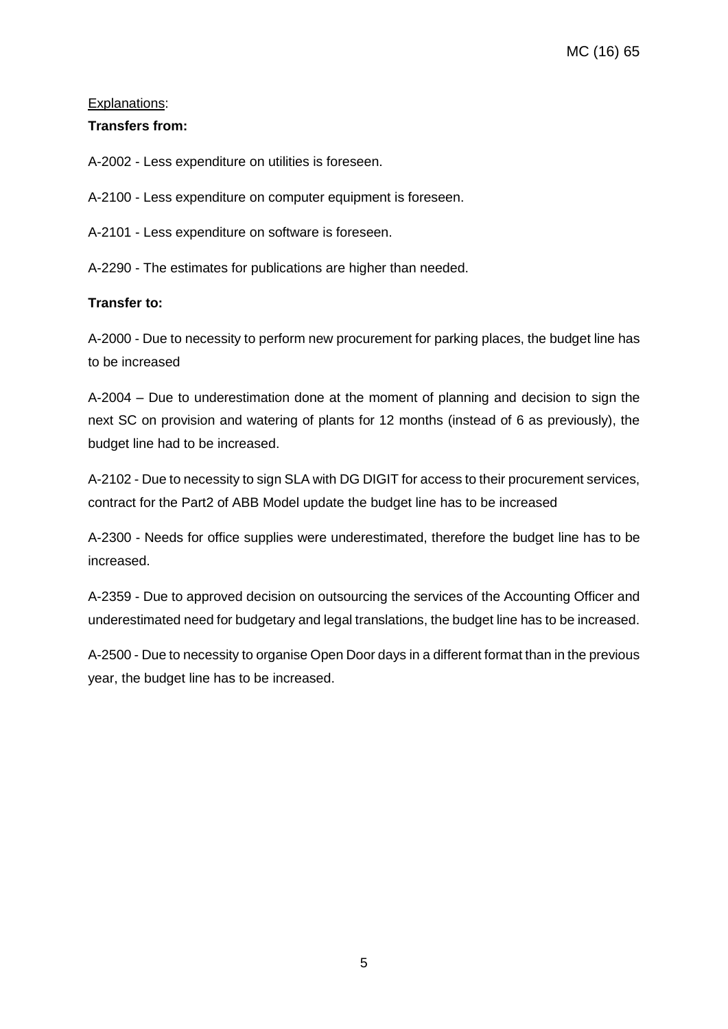Explanations:

**Transfers from:**

A-2002 - Less expenditure on utilities is foreseen.

A-2100 - Less expenditure on computer equipment is foreseen.

A-2101 - Less expenditure on software is foreseen.

A-2290 - The estimates for publications are higher than needed.

**Transfer to:**

A-2000 - Due to necessity to perform new procurement for parking places, the budget line has to be increased

A-2004 – Due to underestimation done at the moment of planning and decision to sign the next SC on provision and watering of plants for 12 months (instead of 6 as previously), the budget line had to be increased.

A-2102 - Due to necessity to sign SLA with DG DIGIT for access to their procurement services, contract for the Part2 of ABB Model update the budget line has to be increased

A-2300 - Needs for office supplies were underestimated, therefore the budget line has to be increased.

A-2359 - Due to approved decision on outsourcing the services of the Accounting Officer and underestimated need for budgetary and legal translations, the budget line has to be increased.

A-2500 - Due to necessity to organise Open Door days in a different format than in the previous year, the budget line has to be increased.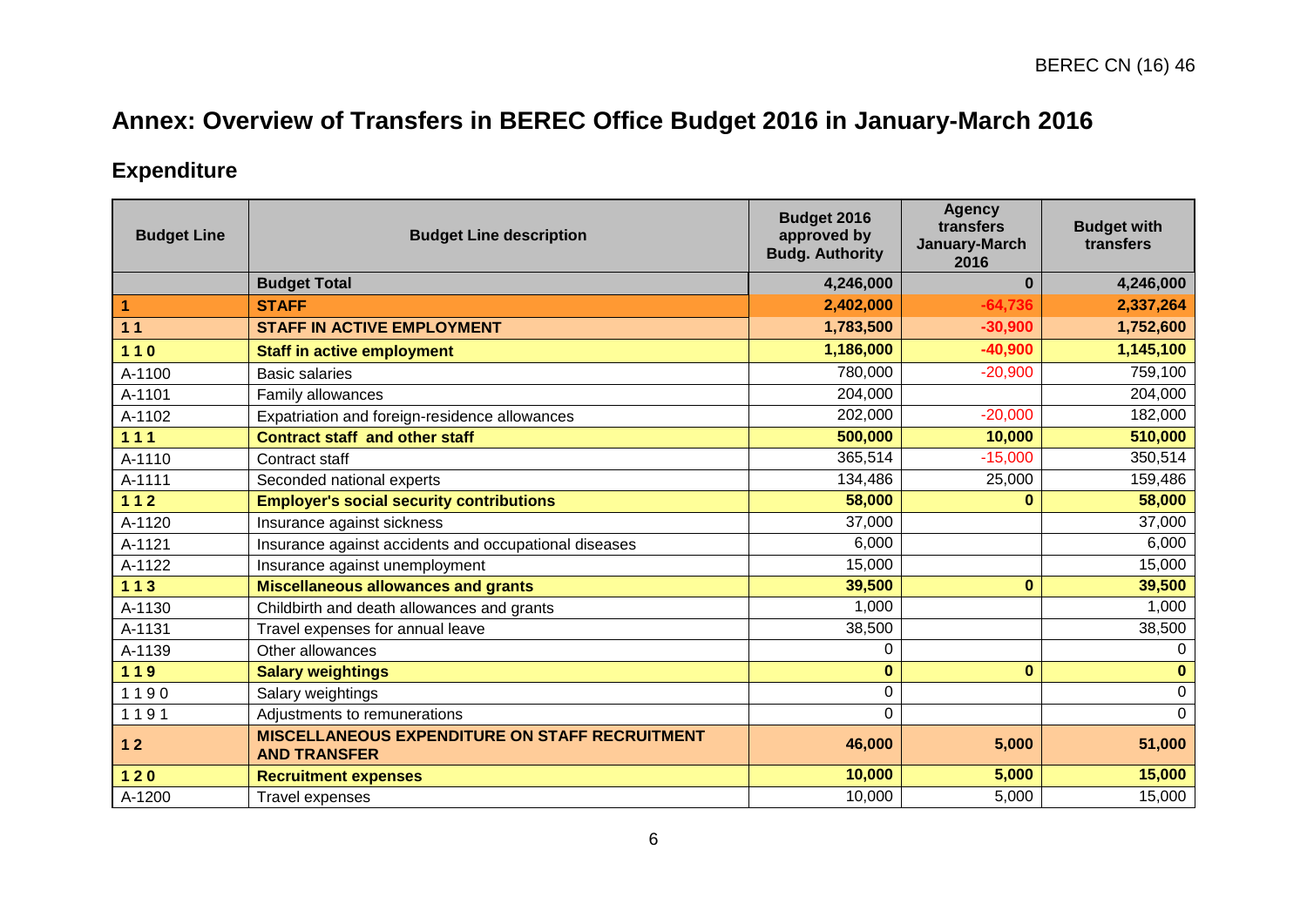# Annex: Overview of Transfers in BEREC Office Budget 2016 in January-March 2016

## Expenditure

| Budget Line | Budget Line description | Budget 2016 approved by Budg. Authority | Agency transfers January-March 2016 | Budget with transfers |
|---|---|---|---|---|
| | **Budget Total** | **4,246,000** | **0** | **4,246,000** |
| **1** | **STAFF** | **2,402,000** | **-64,736** | **2,337,264** |
| **1 1** | **STAFF IN ACTIVE EMPLOYMENT** | **1,783,500** | **-30,900** | **1,752,600** |
| **1 1 0** | **Staff in active employment** | **1,186,000** | **-40,900** | **1,145,100** |
| A-1100 | Basic salaries | 780,000 | -20,900 | 759,100 |
| A-1101 | Family allowances | 204,000 | | 204,000 |
| A-1102 | Expatriation and foreign-residence allowances | 202,000 | -20,000 | 182,000 |
| **1 1 1** | **Contract staff and other staff** | **500,000** | **10,000** | **510,000** |
| A-1110 | Contract staff | 365,514 | -15,000 | 350,514 |
| A-1111 | Seconded national experts | 134,486 | 25,000 | 159,486 |
| **1 1 2** | **Employer's social security contributions** | **58,000** | **0** | **58,000** |
| A-1120 | Insurance against sickness | 37,000 | | 37,000 |
| A-1121 | Insurance against accidents and occupational diseases | 6,000 | | 6,000 |
| A-1122 | Insurance against unemployment | 15,000 | | 15,000 |
| **1 1 3** | **Miscellaneous allowances and grants** | **39,500** | **0** | **39,500** |
| A-1130 | Childbirth and death allowances and grants | 1,000 | | 1,000 |
| A-1131 | Travel expenses for annual leave | 38,500 | | 38,500 |
| A-1139 | Other allowances | 0 | | 0 |
| **1 1 9** | **Salary weightings** | **0** | **0** | **0** |
| 1 1 9 0 | Salary weightings | 0 | | 0 |
| 1 1 9 1 | Adjustments to remunerations | 0 | | 0 |
| **1 2** | **MISCELLANEOUS EXPENDITURE ON STAFF RECRUITMENT AND TRANSFER** | **46,000** | **5,000** | **51,000** |
| **1 2 0** | **Recruitment expenses** | **10,000** | **5,000** | **15,000** |
| A-1200 | Travel expenses | 10,000 | 5,000 | 15,000 |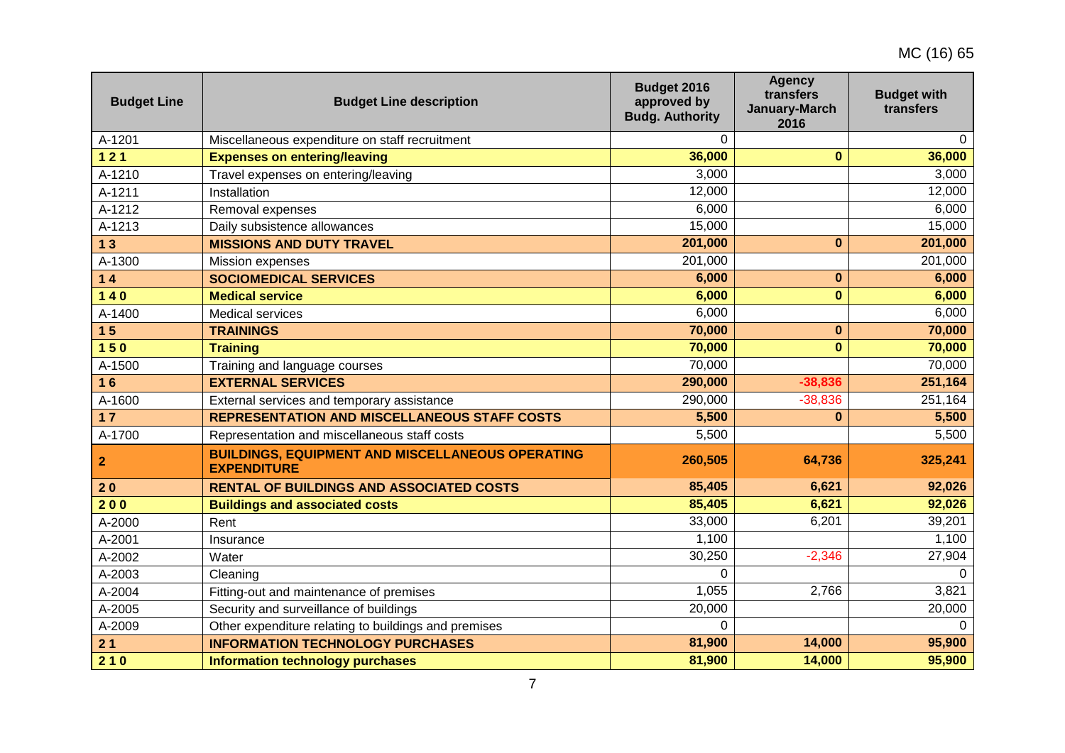| Budget Line | Budget Line description | Budget 2016 approved by Budg. Authority | Agency transfers January-March 2016 | Budget with transfers |
|---|---|---|---|---|
| A-1201 | Miscellaneous expenditure on staff recruitment | 0 | | 0 |
| **1 2 1** | **Expenses on entering/leaving** | **36,000** | **0** | **36,000** |
| A-1210 | Travel expenses on entering/leaving | 3,000 | | 3,000 |
| A-1211 | Installation | 12,000 | | 12,000 |
| A-1212 | Removal expenses | 6,000 | | 6,000 |
| A-1213 | Daily subsistence allowances | 15,000 | | 15,000 |
| **1 3** | **MISSIONS AND DUTY TRAVEL** | **201,000** | **0** | **201,000** |
| A-1300 | Mission expenses | 201,000 | | 201,000 |
| **1 4** | **SOCIOMEDICAL SERVICES** | **6,000** | **0** | **6,000** |
| **1 4 0** | **Medical service** | **6,000** | **0** | **6,000** |
| A-1400 | Medical services | 6,000 | | 6,000 |
| **1 5** | **TRAININGS** | **70,000** | **0** | **70,000** |
| **1 5 0** | **Training** | **70,000** | **0** | **70,000** |
| A-1500 | Training and language courses | 70,000 | | 70,000 |
| **1 6** | **EXTERNAL SERVICES** | **290,000** | **-38,836** | **251,164** |
| A-1600 | External services and temporary assistance | 290,000 | -38,836 | 251,164 |
| **1 7** | **REPRESENTATION AND MISCELLANEOUS STAFF COSTS** | **5,500** | **0** | **5,500** |
| A-1700 | Representation and miscellaneous staff costs | 5,500 | | 5,500 |
| **2** | **BUILDINGS, EQUIPMENT AND MISCELLANEOUS OPERATING EXPENDITURE** | **260,505** | **64,736** | **325,241** |
| **2 0** | **RENTAL OF BUILDINGS AND ASSOCIATED COSTS** | **85,405** | **6,621** | **92,026** |
| **2 0 0** | **Buildings and associated costs** | **85,405** | **6,621** | **92,026** |
| A-2000 | Rent | 33,000 | 6,201 | 39,201 |
| A-2001 | Insurance | 1,100 | | 1,100 |
| A-2002 | Water | 30,250 | -2,346 | 27,904 |
| A-2003 | Cleaning | 0 | | 0 |
| A-2004 | Fitting-out and maintenance of premises | 1,055 | 2,766 | 3,821 |
| A-2005 | Security and surveillance of buildings | 20,000 | | 20,000 |
| A-2009 | Other expenditure relating to buildings and premises | 0 | | 0 |
| **2 1** | **INFORMATION TECHNOLOGY PURCHASES** | **81,900** | **14,000** | **95,900** |
| **2 1 0** | **Information technology purchases** | **81,900** | **14,000** | **95,900** |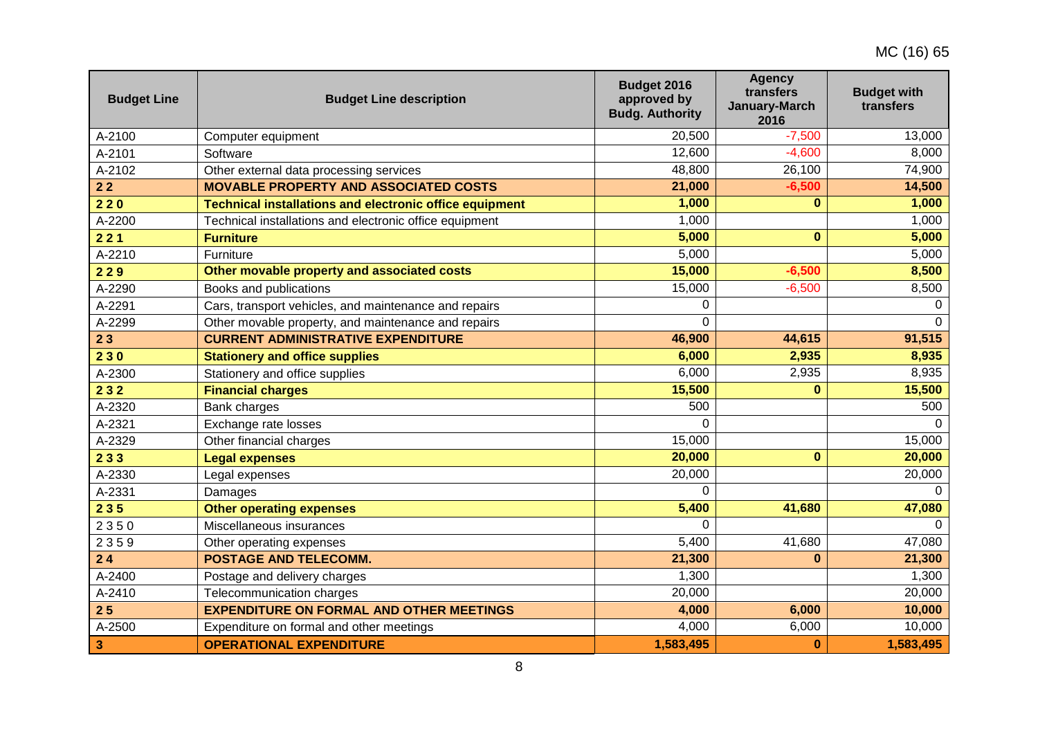| Budget Line | Budget Line description | Budget 2016 approved by Budg. Authority | Agency transfers January-March 2016 | Budget with transfers |
|---|---|---|---|---|
| A-2100 | Computer equipment | 20,500 | -7,500 | 13,000 |
| A-2101 | Software | 12,600 | -4,600 | 8,000 |
| A-2102 | Other external data processing services | 48,800 | 26,100 | 74,900 |
| **2 2** | **MOVABLE PROPERTY AND ASSOCIATED COSTS** | **21,000** | **-6,500** | **14,500** |
| **2 2 0** | **Technical installations and electronic office equipment** | **1,000** | **0** | **1,000** |
| A-2200 | Technical installations and electronic office equipment | 1,000 | | 1,000 |
| **2 2 1** | **Furniture** | **5,000** | **0** | **5,000** |
| A-2210 | Furniture | 5,000 | | 5,000 |
| **2 2 9** | **Other movable property and associated costs** | **15,000** | **-6,500** | **8,500** |
| A-2290 | Books and publications | 15,000 | -6,500 | 8,500 |
| A-2291 | Cars, transport vehicles, and maintenance and repairs | 0 | | 0 |
| A-2299 | Other movable property, and maintenance and repairs | 0 | | 0 |
| **2 3** | **CURRENT ADMINISTRATIVE EXPENDITURE** | **46,900** | **44,615** | **91,515** |
| **2 3 0** | **Stationery and office supplies** | **6,000** | **2,935** | **8,935** |
| A-2300 | Stationery and office supplies | 6,000 | 2,935 | 8,935 |
| **2 3 2** | **Financial charges** | **15,500** | **0** | **15,500** |
| A-2320 | Bank charges | 500 | | 500 |
| A-2321 | Exchange rate losses | 0 | | 0 |
| A-2329 | Other financial charges | 15,000 | | 15,000 |
| **2 3 3** | **Legal expenses** | **20,000** | **0** | **20,000** |
| A-2330 | Legal expenses | 20,000 | | 20,000 |
| A-2331 | Damages | 0 | | 0 |
| **2 3 5** | **Other operating expenses** | **5,400** | **41,680** | **47,080** |
| 2 3 5 0 | Miscellaneous insurances | 0 | | 0 |
| 2 3 5 9 | Other operating expenses | 5,400 | 41,680 | 47,080 |
| **2 4** | **POSTAGE AND TELECOMM.** | **21,300** | **0** | **21,300** |
| A-2400 | Postage and delivery charges | 1,300 | | 1,300 |
| A-2410 | Telecommunication charges | 20,000 | | 20,000 |
| **2 5** | **EXPENDITURE ON FORMAL AND OTHER MEETINGS** | **4,000** | **6,000** | **10,000** |
| A-2500 | Expenditure on formal and other meetings | 4,000 | 6,000 | 10,000 |
| **3** | **OPERATIONAL EXPENDITURE** | **1,583,495** | **0** | **1,583,495** |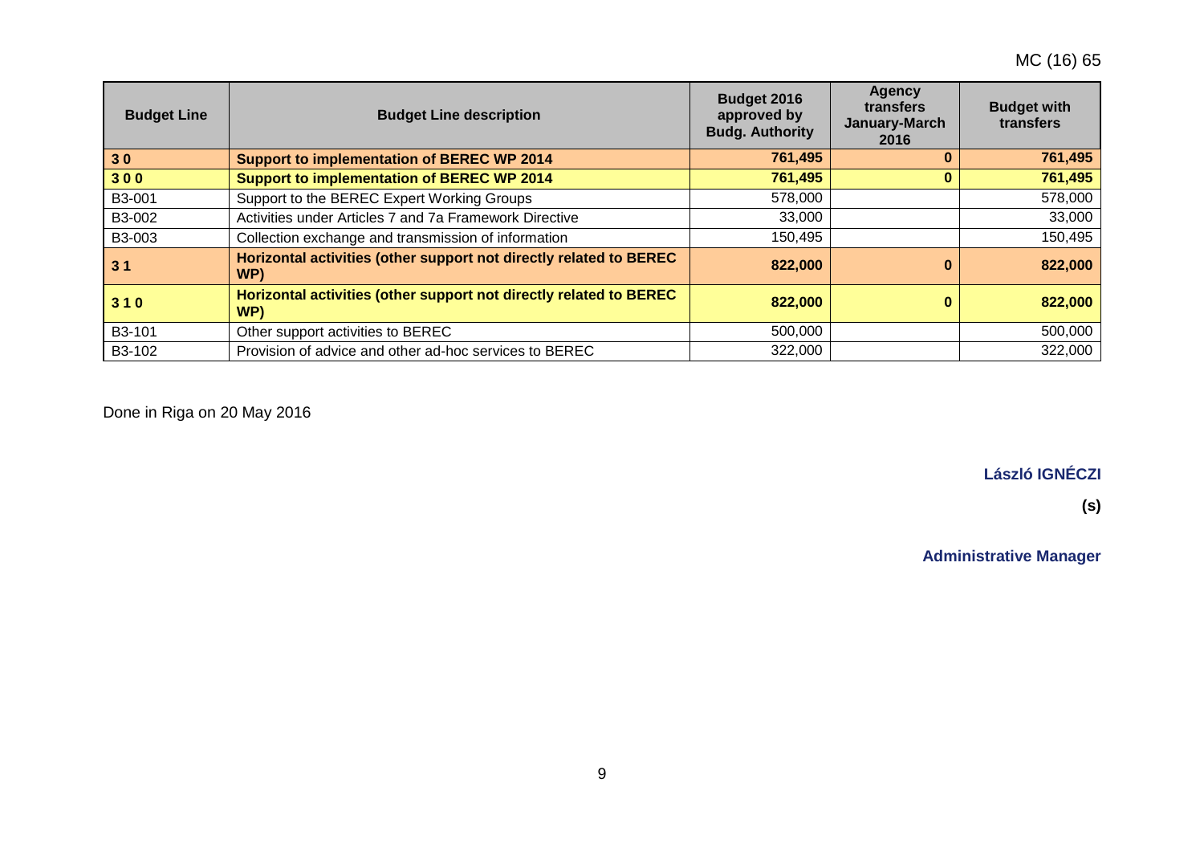| Budget Line | Budget Line description | Budget 2016 approved by Budg. Authority | Agency transfers January-March 2016 | Budget with transfers |
|---|---|---|---|---|
| **3 0** | **Support to implementation of BEREC WP 2014** | **761,495** | **0** | **761,495** |
| **3 0 0** | **Support to implementation of BEREC WP 2014** | **761,495** | **0** | **761,495** |
| B3-001 | Support to the BEREC Expert Working Groups | 578,000 | | 578,000 |
| B3-002 | Activities under Articles 7 and 7a Framework Directive | 33,000 | | 33,000 |
| B3-003 | Collection exchange and transmission of information | 150,495 | | 150,495 |
| **3 1** | **Horizontal activities (other support not directly related to BEREC WP)** | **822,000** | **0** | **822,000** |
| **3 1 0** | **Horizontal activities (other support not directly related to BEREC WP)** | **822,000** | **0** | **822,000** |
| B3-101 | Other support activities to BEREC | 500,000 | | 500,000 |
| B3-102 | Provision of advice and other ad-hoc services to BEREC | 322,000 | | 322,000 |

Done in Riga on 20 May 2016

**László IGNÉCZI**

**(s)**

**Administrative Manager**